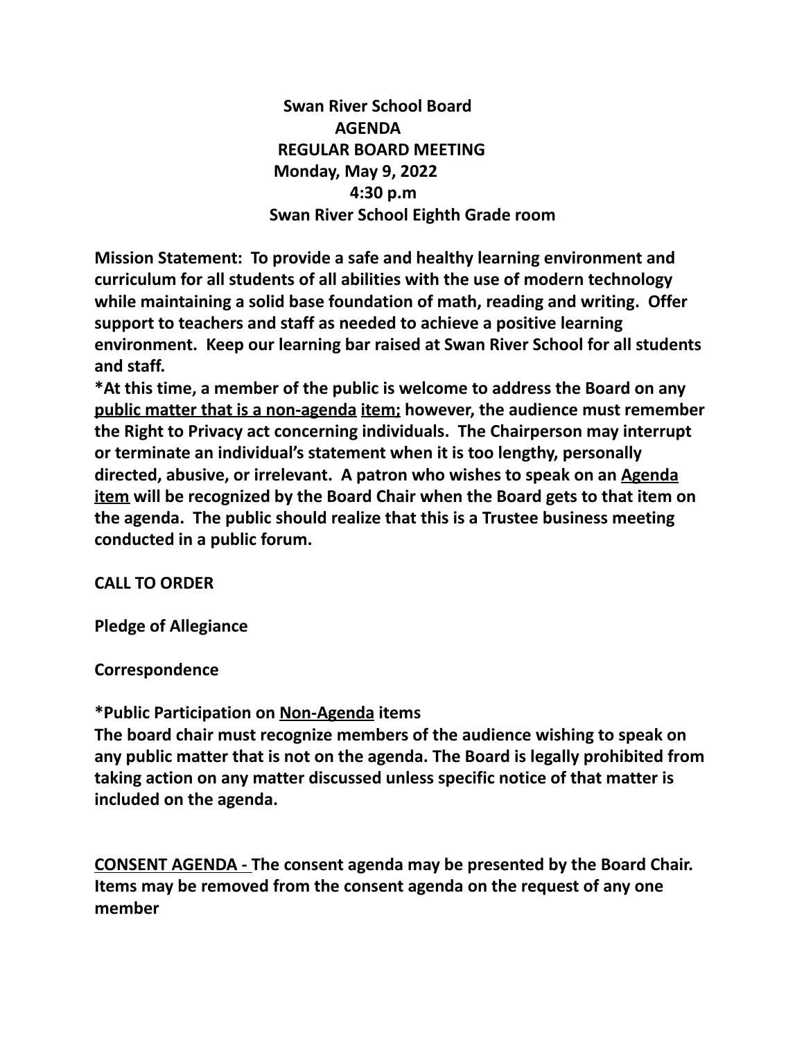# Swan River School Board
## AGENDA
## REGULAR BOARD MEETING
**Monday, May 9, 2022**
**4:30 p.m**
**Swan River School Eighth Grade room**

**Mission Statement: To provide a safe and healthy learning environment and curriculum for all students of all abilities with the use of modern technology while maintaining a solid base foundation of math, reading and writing. Offer support to teachers and staff as needed to achieve a positive learning environment. Keep our learning bar raised at Swan River School for all students and staff.**

**\*At this time, a member of the public is welcome to address the Board on any <u>public matter that is a non-agenda</u> <u>item;</u> however, the audience must remember the Right to Privacy act concerning individuals. The Chairperson may interrupt or terminate an individual's statement when it is too lengthy, personally directed, abusive, or irrelevant. A patron who wishes to speak on an <u>Agenda item</u> will be recognized by the Board Chair when the Board gets to that item on the agenda. The public should realize that this is a Trustee business meeting conducted in a public forum.**

**CALL TO ORDER**

**Pledge of Allegiance**

**Correspondence**

**\*Public Participation on <u>Non-Agenda</u> items**
**The board chair must recognize members of the audience wishing to speak on any public matter that is not on the agenda. The Board is legally prohibited from taking action on any matter discussed unless specific notice of that matter is included on the agenda.**

**<u>CONSENT AGENDA -</u> The consent agenda may be presented by the Board Chair. Items may be removed from the consent agenda on the request of any one member**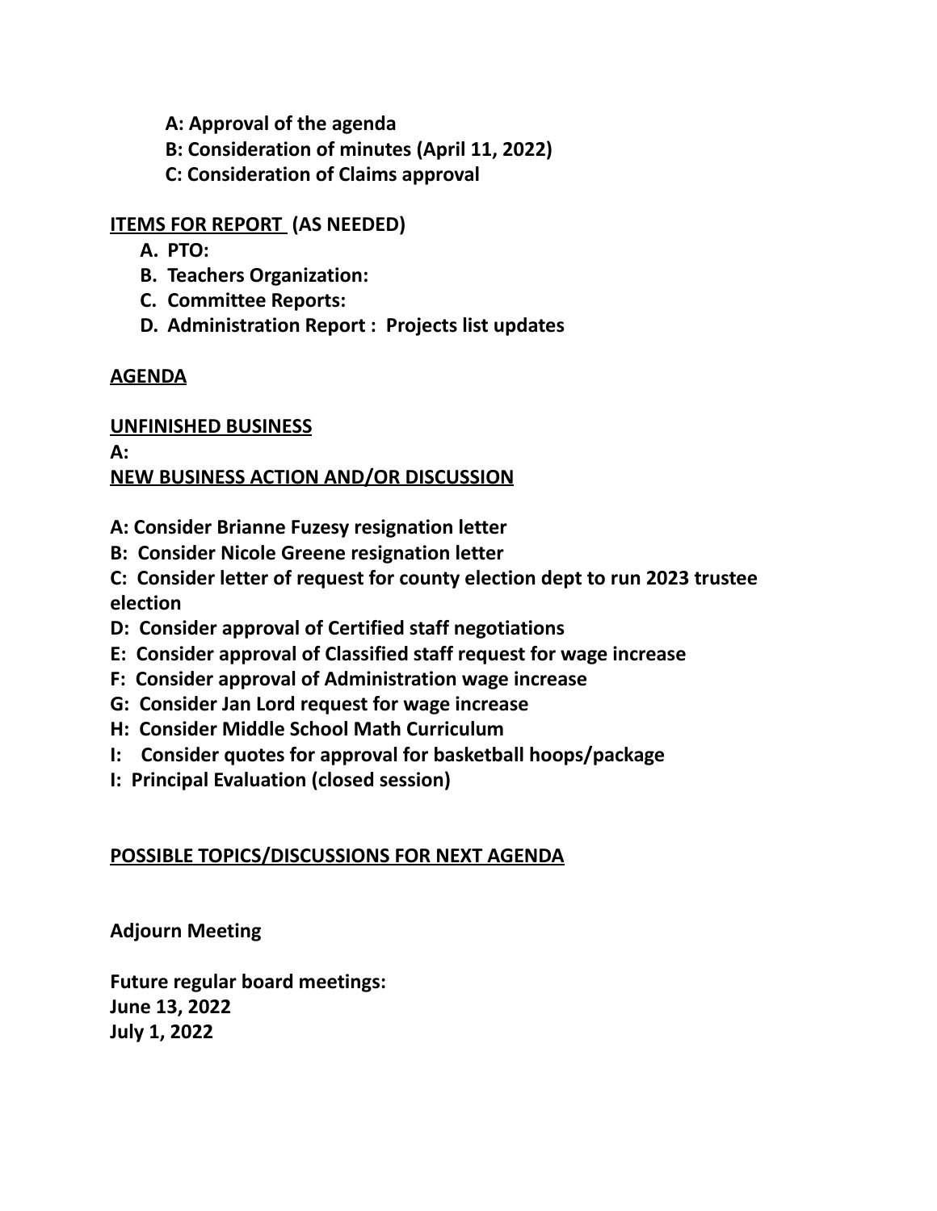**A: Approval of the agenda**
**B: Consideration of minutes (April 11, 2022)**
**C: Consideration of Claims approval**

**<u>ITEMS FOR REPORT</u> (AS NEEDED)**

**A. PTO:**
**B. Teachers Organization:**
**C. Committee Reports:**
**D. Administration Report : Projects list updates**

**<u>AGENDA</u>**

**<u>UNFINISHED BUSINESS</u>**

**A:**

**<u>NEW BUSINESS ACTION AND/OR DISCUSSION</u>**

**A: Consider Brianne Fuzesy resignation letter**
**B: Consider Nicole Greene resignation letter**
**C: Consider letter of request for county election dept to run 2023 trustee election**
**D: Consider approval of Certified staff negotiations**
**E: Consider approval of Classified staff request for wage increase**
**F: Consider approval of Administration wage increase**
**G: Consider Jan Lord request for wage increase**
**H: Consider Middle School Math Curriculum**
**I: Consider quotes for approval for basketball hoops/package**
**I: Principal Evaluation (closed session)**

**<u>POSSIBLE TOPICS/DISCUSSIONS FOR NEXT AGENDA</u>**

**Adjourn Meeting**

**Future regular board meetings:**
**June 13, 2022**
**July 1, 2022**